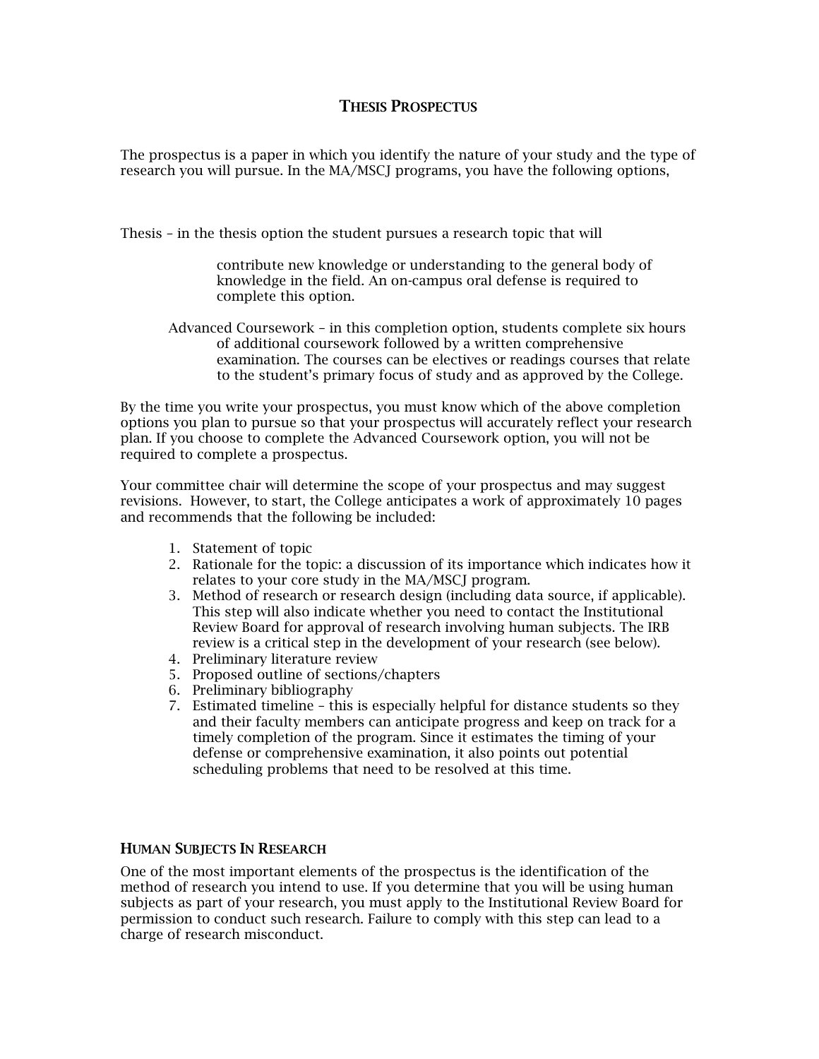# THESIS PROSPECTUS

The prospectus is a paper in which you identify the nature of your study and the type of research you will pursue. In the MA/MSCJ programs, you have the following options,

Thesis – in the thesis option the student pursues a research topic that will contribute new knowledge or understanding to the general body of knowledge in the field. An on-campus oral defense is required to complete this option.

Advanced Coursework – in this completion option, students complete six hours of additional coursework followed by a written comprehensive examination. The courses can be electives or readings courses that relate to the student's primary focus of study and as approved by the College.

By the time you write your prospectus, you must know which of the above completion options you plan to pursue so that your prospectus will accurately reflect your research plan. If you choose to complete the Advanced Coursework option, you will not be required to complete a prospectus.

Your committee chair will determine the scope of your prospectus and may suggest revisions. However, to start, the College anticipates a work of approximately 10 pages and recommends that the following be included:

1. Statement of topic
2. Rationale for the topic: a discussion of its importance which indicates how it relates to your core study in the MA/MSCJ program.
3. Method of research or research design (including data source, if applicable). This step will also indicate whether you need to contact the Institutional Review Board for approval of research involving human subjects. The IRB review is a critical step in the development of your research (see below).
4. Preliminary literature review
5. Proposed outline of sections/chapters
6. Preliminary bibliography
7. Estimated timeline – this is especially helpful for distance students so they and their faculty members can anticipate progress and keep on track for a timely completion of the program. Since it estimates the timing of your defense or comprehensive examination, it also points out potential scheduling problems that need to be resolved at this time.

## HUMAN SUBJECTS IN RESEARCH

One of the most important elements of the prospectus is the identification of the method of research you intend to use. If you determine that you will be using human subjects as part of your research, you must apply to the Institutional Review Board for permission to conduct such research. Failure to comply with this step can lead to a charge of research misconduct.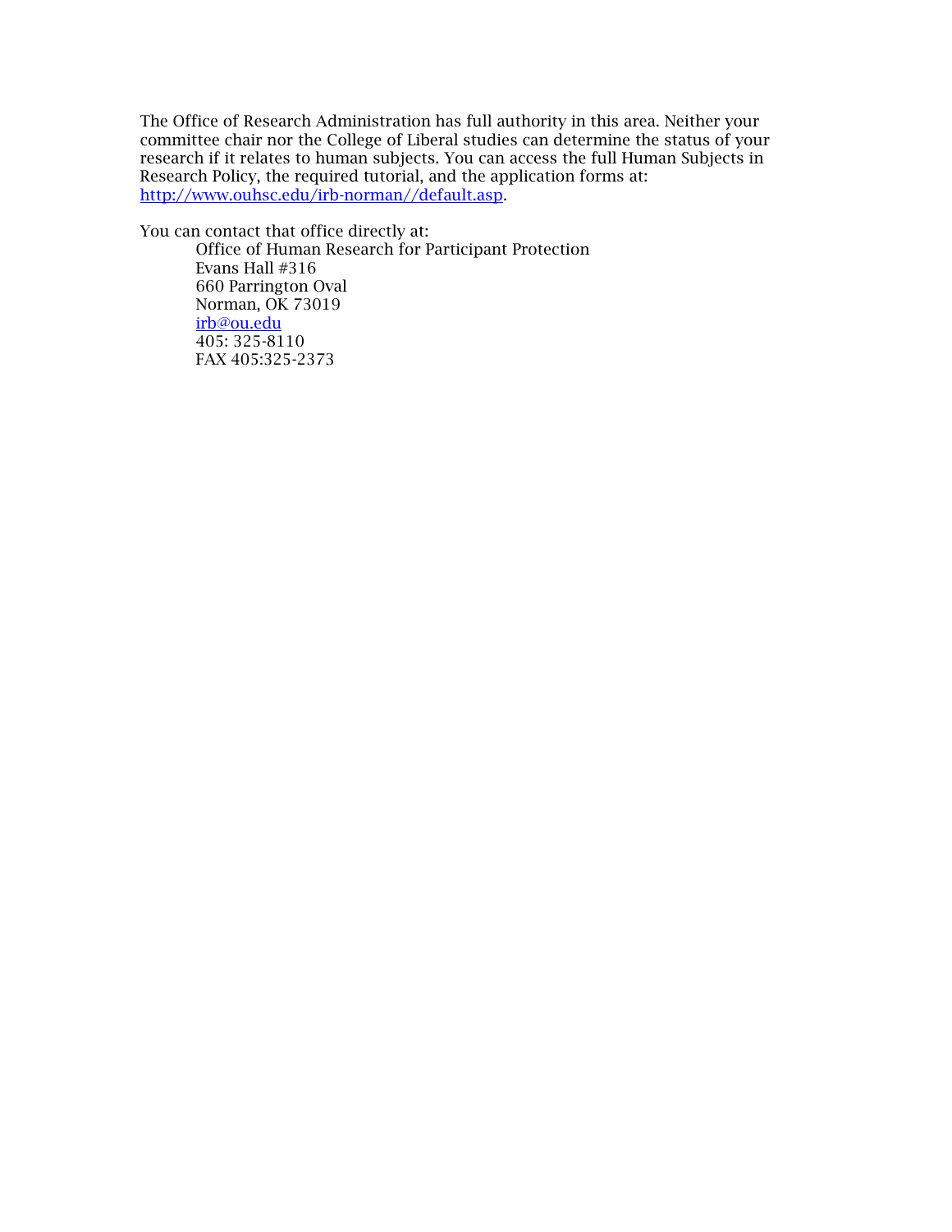The Office of Research Administration has full authority in this area. Neither your committee chair nor the College of Liberal studies can determine the status of your research if it relates to human subjects. You can access the full Human Subjects in Research Policy, the required tutorial, and the application forms at: http://www.ouhsc.edu/irb-norman//default.asp.

You can contact that office directly at:

Office of Human Research for Participant Protection
Evans Hall #316
660 Parrington Oval
Norman, OK 73019
irb@ou.edu
405: 325-8110
FAX 405:325-2373